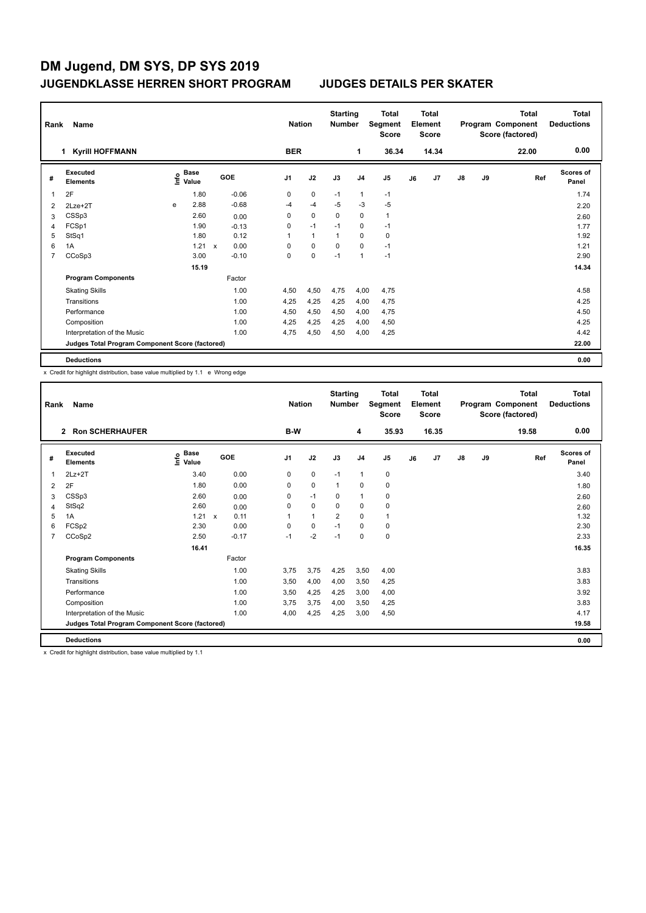# DM Jugend, DM SYS, DP SYS 2019

## JUGENDKLASSE HERREN SHORT PROGRAM — JUDGES DETAILS PER SKATER

| Rank | Name | Nation | Starting Number | Total Segment Score | Total Element Score | Total Program Component Score (factored) | Total Deductions |
|---|---|---|---|---|---|---|---|
| 1 | Kyrill HOFFMANN | BER | 1 | 36.34 | 14.34 | 22.00 | 0.00 |

| # | Executed Elements | Info | Base Value | | GOE | J1 | J2 | J3 | J4 | J5 | J6 | J7 | J8 | J9 | Ref | Scores of Panel |
|---|---|---|---|---|---|---|---|---|---|---|---|---|---|---|---|---|
| 1 | 2F | | 1.80 | | -0.06 | 0 | 0 | -1 | 1 | -1 | | | | | | 1.74 |
| 2 | 2Lze+2T | e | 2.88 | | -0.68 | -4 | -4 | -5 | -3 | -5 | | | | | | 2.20 |
| 3 | CSSp3 | | 2.60 | | 0.00 | 0 | 0 | 0 | 0 | 1 | | | | | | 2.60 |
| 4 | FCSp1 | | 1.90 | | -0.13 | 0 | -1 | -1 | 0 | -1 | | | | | | 1.77 |
| 5 | StSq1 | | 1.80 | | 0.12 | 1 | 1 | 1 | 0 | 0 | | | | | | 1.92 |
| 6 | 1A | | 1.21 | x | 0.00 | 0 | 0 | 0 | 0 | -1 | | | | | | 1.21 |
| 7 | CCoSp3 | | 3.00 | | -0.10 | 0 | 0 | -1 | 1 | -1 | | | | | | 2.90 |
| | | | 15.19 | | | | | | | | | | | | | 14.34 |
| | **Program Components** | | | | Factor | | | | | | | | | | | |
| | Skating Skills | | | | 1.00 | 4,50 | 4,50 | 4,75 | 4,00 | 4,75 | | | | | | 4.58 |
| | Transitions | | | | 1.00 | 4,25 | 4,25 | 4,25 | 4,00 | 4,75 | | | | | | 4.25 |
| | Performance | | | | 1.00 | 4,50 | 4,50 | 4,50 | 4,00 | 4,75 | | | | | | 4.50 |
| | Composition | | | | 1.00 | 4,25 | 4,25 | 4,25 | 4,00 | 4,50 | | | | | | 4.25 |
| | Interpretation of the Music | | | | 1.00 | 4,75 | 4,50 | 4,50 | 4,00 | 4,25 | | | | | | 4.42 |
| | **Judges Total Program Component Score (factored)** | | | | | | | | | | | | | | | 22.00 |
| | **Deductions** | | | | | | | | | | | | | | | 0.00 |

x Credit for highlight distribution, base value multiplied by 1.1 e Wrong edge

| Rank | Name | Nation | Starting Number | Total Segment Score | Total Element Score | Total Program Component Score (factored) | Total Deductions |
|---|---|---|---|---|---|---|---|
| 2 | Ron SCHERHAUFER | B-W | 4 | 35.93 | 16.35 | 19.58 | 0.00 |

| # | Executed Elements | Info | Base Value | | GOE | J1 | J2 | J3 | J4 | J5 | J6 | J7 | J8 | J9 | Ref | Scores of Panel |
|---|---|---|---|---|---|---|---|---|---|---|---|---|---|---|---|---|
| 1 | 2Lz+2T | | 3.40 | | 0.00 | 0 | 0 | -1 | 1 | 0 | | | | | | 3.40 |
| 2 | 2F | | 1.80 | | 0.00 | 0 | 0 | 1 | 0 | 0 | | | | | | 1.80 |
| 3 | CSSp3 | | 2.60 | | 0.00 | 0 | -1 | 0 | 1 | 0 | | | | | | 2.60 |
| 4 | StSq2 | | 2.60 | | 0.00 | 0 | 0 | 0 | 0 | 0 | | | | | | 2.60 |
| 5 | 1A | | 1.21 | x | 0.11 | 1 | 1 | 2 | 0 | 1 | | | | | | 1.32 |
| 6 | FCSp2 | | 2.30 | | 0.00 | 0 | 0 | -1 | 0 | 0 | | | | | | 2.30 |
| 7 | CCoSp2 | | 2.50 | | -0.17 | -1 | -2 | -1 | 0 | 0 | | | | | | 2.33 |
| | | | 16.41 | | | | | | | | | | | | | 16.35 |
| | **Program Components** | | | | Factor | | | | | | | | | | | |
| | Skating Skills | | | | 1.00 | 3,75 | 3,75 | 4,25 | 3,50 | 4,00 | | | | | | 3.83 |
| | Transitions | | | | 1.00 | 3,50 | 4,00 | 4,00 | 3,50 | 4,25 | | | | | | 3.83 |
| | Performance | | | | 1.00 | 3,50 | 4,25 | 4,25 | 3,00 | 4,00 | | | | | | 3.92 |
| | Composition | | | | 1.00 | 3,75 | 3,75 | 4,00 | 3,50 | 4,25 | | | | | | 3.83 |
| | Interpretation of the Music | | | | 1.00 | 4,00 | 4,25 | 4,25 | 3,00 | 4,50 | | | | | | 4.17 |
| | **Judges Total Program Component Score (factored)** | | | | | | | | | | | | | | | 19.58 |
| | **Deductions** | | | | | | | | | | | | | | | 0.00 |

x Credit for highlight distribution, base value multiplied by 1.1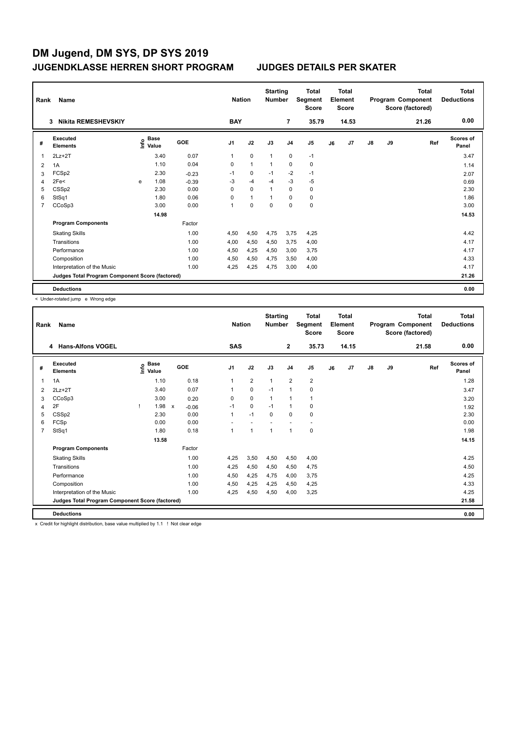# DM Jugend, DM SYS, DP SYS 2019

## JUGENDKLASSE HERREN SHORT PROGRAM — JUDGES DETAILS PER SKATER

| Rank | Name | Nation | Starting Number | Total Segment Score | Total Element Score | Total Program Component Score (factored) | Total Deductions |
|---|---|---|---|---|---|---|---|
| 3 | Nikita REMESHEVSKIY | BAY | 7 | 35.79 | 14.53 | 21.26 | 0.00 |

| # | Executed Elements | Info | Base Value | GOE | J1 | J2 | J3 | J4 | J5 | J6 | J7 | J8 | J9 | Ref | Scores of Panel |
|---|---|---|---|---|---|---|---|---|---|---|---|---|---|---|---|
| 1 | 2Lz+2T | | 3.40 | 0.07 | 1 | 0 | 1 | 0 | -1 | | | | | | 3.47 |
| 2 | 1A | | 1.10 | 0.04 | 0 | 1 | 1 | 0 | 0 | | | | | | 1.14 |
| 3 | FCSp2 | | 2.30 | -0.23 | -1 | 0 | -1 | -2 | -1 | | | | | | 2.07 |
| 4 | 2Fe< | e | 1.08 | -0.39 | -3 | -4 | -4 | -3 | -5 | | | | | | 0.69 |
| 5 | CSSp2 | | 2.30 | 0.00 | 0 | 0 | 1 | 0 | 0 | | | | | | 2.30 |
| 6 | StSq1 | | 1.80 | 0.06 | 0 | 1 | 1 | 0 | 0 | | | | | | 1.86 |
| 7 | CCoSp3 | | 3.00 | 0.00 | 1 | 0 | 0 | 0 | 0 | | | | | | 3.00 |
| | | | 14.98 | | | | | | | | | | | | 14.53 |
| | **Program Components** | | | Factor | | | | | | | | | | | |
| | Skating Skills | | | 1.00 | 4,50 | 4,50 | 4,75 | 3,75 | 4,25 | | | | | | 4.42 |
| | Transitions | | | 1.00 | 4,00 | 4,50 | 4,50 | 3,75 | 4,00 | | | | | | 4.17 |
| | Performance | | | 1.00 | 4,50 | 4,25 | 4,50 | 3,00 | 3,75 | | | | | | 4.17 |
| | Composition | | | 1.00 | 4,50 | 4,50 | 4,75 | 3,50 | 4,00 | | | | | | 4.33 |
| | Interpretation of the Music | | | 1.00 | 4,25 | 4,25 | 4,75 | 3,00 | 4,00 | | | | | | 4.17 |
| | Judges Total Program Component Score (factored) | | | | | | | | | | | | | | 21.26 |
| | **Deductions** | | | | | | | | | | | | | | 0.00 |

< Under-rotated jump e Wrong edge

| Rank | Name | Nation | Starting Number | Total Segment Score | Total Element Score | Total Program Component Score (factored) | Total Deductions |
|---|---|---|---|---|---|---|---|
| 4 | Hans-Alfons VOGEL | SAS | 2 | 35.73 | 14.15 | 21.58 | 0.00 |

| # | Executed Elements | Info | Base Value | GOE | J1 | J2 | J3 | J4 | J5 | J6 | J7 | J8 | J9 | Ref | Scores of Panel |
|---|---|---|---|---|---|---|---|---|---|---|---|---|---|---|---|
| 1 | 1A | | 1.10 | 0.18 | 1 | 2 | 1 | 2 | 2 | | | | | | 1.28 |
| 2 | 2Lz+2T | | 3.40 | 0.07 | 1 | 0 | -1 | 1 | 0 | | | | | | 3.47 |
| 3 | CCoSp3 | | 3.00 | 0.20 | 0 | 0 | 1 | 1 | 1 | | | | | | 3.20 |
| 4 | 2F | ! | 1.98 x | -0.06 | -1 | 0 | -1 | 1 | 0 | | | | | | 1.92 |
| 5 | CSSp2 | | 2.30 | 0.00 | 1 | -1 | 0 | 0 | 0 | | | | | | 2.30 |
| 6 | FCSp | | 0.00 | 0.00 | - | - | - | - | - | | | | | | 0.00 |
| 7 | StSq1 | | 1.80 | 0.18 | 1 | 1 | 1 | 1 | 0 | | | | | | 1.98 |
| | | | 13.58 | | | | | | | | | | | | 14.15 |
| | **Program Components** | | | Factor | | | | | | | | | | | |
| | Skating Skills | | | 1.00 | 4,25 | 3,50 | 4,50 | 4,50 | 4,00 | | | | | | 4.25 |
| | Transitions | | | 1.00 | 4,25 | 4,50 | 4,50 | 4,50 | 4,75 | | | | | | 4.50 |
| | Performance | | | 1.00 | 4,50 | 4,25 | 4,75 | 4,00 | 3,75 | | | | | | 4.25 |
| | Composition | | | 1.00 | 4,50 | 4,25 | 4,25 | 4,50 | 4,25 | | | | | | 4.33 |
| | Interpretation of the Music | | | 1.00 | 4,25 | 4,50 | 4,50 | 4,00 | 3,25 | | | | | | 4.25 |
| | Judges Total Program Component Score (factored) | | | | | | | | | | | | | | 21.58 |
| | **Deductions** | | | | | | | | | | | | | | 0.00 |

x Credit for highlight distribution, base value multiplied by 1.1 ! Not clear edge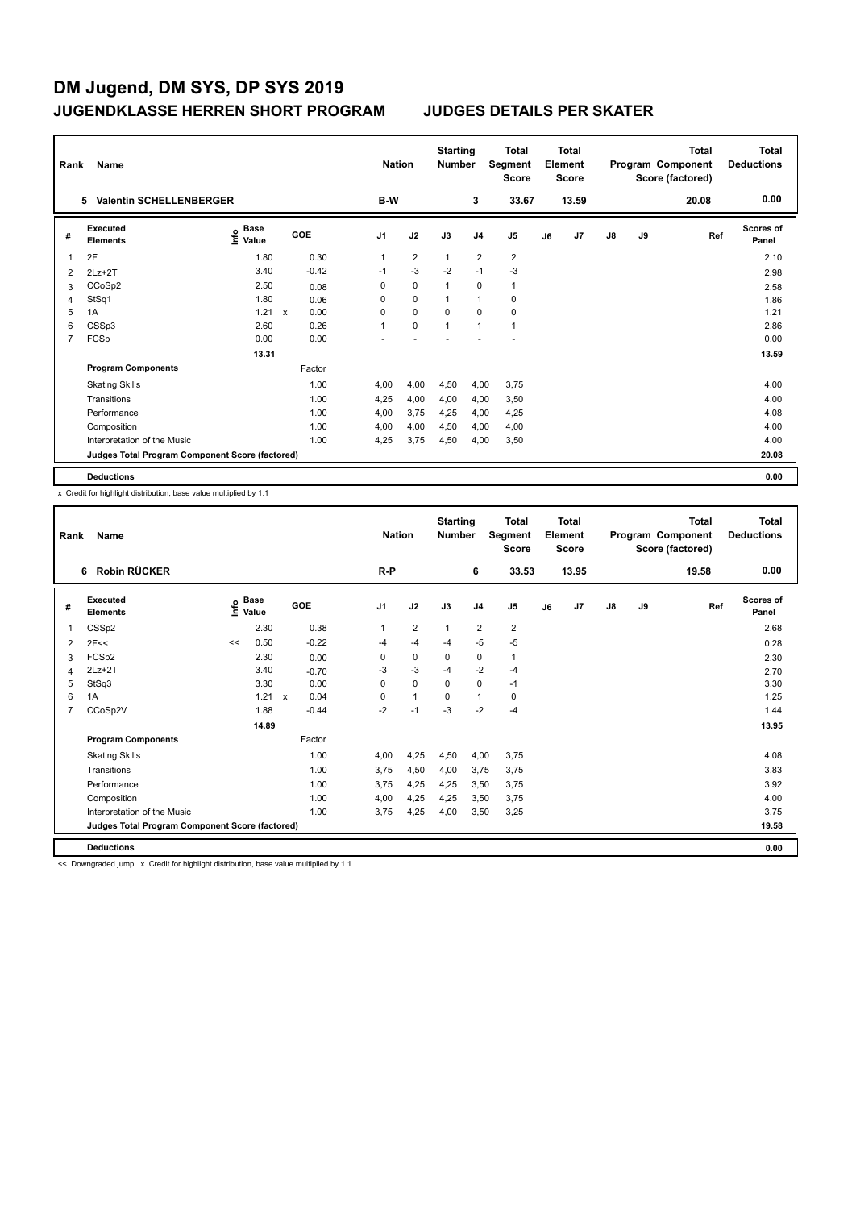# DM Jugend, DM SYS, DP SYS 2019

## JUGENDKLASSE HERREN SHORT PROGRAM — JUDGES DETAILS PER SKATER

| Rank | Name | Nation | Starting Number | Total Segment Score | Total Element Score | Total Program Component Score (factored) | Total Deductions |
|---|---|---|---|---|---|---|---|
| 5 | Valentin SCHELLENBERGER | B-W | 3 | 33.67 | 13.59 | 20.08 | 0.00 |

| # | Executed Elements | Info | Base Value | | GOE | J1 | J2 | J3 | J4 | J5 | J6 | J7 | J8 | J9 | Ref | Scores of Panel |
|---|---|---|---|---|---|---|---|---|---|---|---|---|---|---|---|---|
| 1 | 2F | | 1.80 | | 0.30 | 1 | 2 | 1 | 2 | 2 | | | | | | 2.10 |
| 2 | 2Lz+2T | | 3.40 | | -0.42 | -1 | -3 | -2 | -1 | -3 | | | | | | 2.98 |
| 3 | CCoSp2 | | 2.50 | | 0.08 | 0 | 0 | 1 | 0 | 1 | | | | | | 2.58 |
| 4 | StSq1 | | 1.80 | | 0.06 | 0 | 0 | 1 | 1 | 0 | | | | | | 1.86 |
| 5 | 1A | | 1.21 | x | 0.00 | 0 | 0 | 0 | 0 | 0 | | | | | | 1.21 |
| 6 | CSSp3 | | 2.60 | | 0.26 | 1 | 0 | 1 | 1 | 1 | | | | | | 2.86 |
| 7 | FCSp | | 0.00 | | 0.00 | - | - | - | - | - | | | | | | 0.00 |
| | | | 13.31 | | | | | | | | | | | | | 13.59 |
| | **Program Components** | | | | Factor | | | | | | | | | | | |
| | Skating Skills | | | | 1.00 | 4,00 | 4,00 | 4,50 | 4,00 | 3,75 | | | | | | 4.00 |
| | Transitions | | | | 1.00 | 4,25 | 4,00 | 4,00 | 4,00 | 3,50 | | | | | | 4.00 |
| | Performance | | | | 1.00 | 4,00 | 3,75 | 4,25 | 4,00 | 4,25 | | | | | | 4.08 |
| | Composition | | | | 1.00 | 4,00 | 4,00 | 4,50 | 4,00 | 4,00 | | | | | | 4.00 |
| | Interpretation of the Music | | | | 1.00 | 4,25 | 3,75 | 4,50 | 4,00 | 3,50 | | | | | | 4.00 |
| | **Judges Total Program Component Score (factored)** | | | | | | | | | | | | | | | 20.08 |
| | **Deductions** | | | | | | | | | | | | | | | 0.00 |

x Credit for highlight distribution, base value multiplied by 1.1

| Rank | Name | Nation | Starting Number | Total Segment Score | Total Element Score | Total Program Component Score (factored) | Total Deductions |
|---|---|---|---|---|---|---|---|
| 6 | Robin RÜCKER | R-P | 6 | 33.53 | 13.95 | 19.58 | 0.00 |

| # | Executed Elements | Info | Base Value | | GOE | J1 | J2 | J3 | J4 | J5 | J6 | J7 | J8 | J9 | Ref | Scores of Panel |
|---|---|---|---|---|---|---|---|---|---|---|---|---|---|---|---|---|
| 1 | CSSp2 | | 2.30 | | 0.38 | 1 | 2 | 1 | 2 | 2 | | | | | | 2.68 |
| 2 | 2F<< | << | 0.50 | | -0.22 | -4 | -4 | -4 | -5 | -5 | | | | | | 0.28 |
| 3 | FCSp2 | | 2.30 | | 0.00 | 0 | 0 | 0 | 0 | 1 | | | | | | 2.30 |
| 4 | 2Lz+2T | | 3.40 | | -0.70 | -3 | -3 | -4 | -2 | -4 | | | | | | 2.70 |
| 5 | StSq3 | | 3.30 | | 0.00 | 0 | 0 | 0 | 0 | -1 | | | | | | 3.30 |
| 6 | 1A | | 1.21 | x | 0.04 | 0 | 1 | 0 | 1 | 0 | | | | | | 1.25 |
| 7 | CCoSp2V | | 1.88 | | -0.44 | -2 | -1 | -3 | -2 | -4 | | | | | | 1.44 |
| | | | 14.89 | | | | | | | | | | | | | 13.95 |
| | **Program Components** | | | | Factor | | | | | | | | | | | |
| | Skating Skills | | | | 1.00 | 4,00 | 4,25 | 4,50 | 4,00 | 3,75 | | | | | | 4.08 |
| | Transitions | | | | 1.00 | 3,75 | 4,50 | 4,00 | 3,75 | 3,75 | | | | | | 3.83 |
| | Performance | | | | 1.00 | 3,75 | 4,25 | 4,25 | 3,50 | 3,75 | | | | | | 3.92 |
| | Composition | | | | 1.00 | 4,00 | 4,25 | 4,25 | 3,50 | 3,75 | | | | | | 4.00 |
| | Interpretation of the Music | | | | 1.00 | 3,75 | 4,25 | 4,00 | 3,50 | 3,25 | | | | | | 3.75 |
| | **Judges Total Program Component Score (factored)** | | | | | | | | | | | | | | | 19.58 |
| | **Deductions** | | | | | | | | | | | | | | | 0.00 |

<< Downgraded jump x Credit for highlight distribution, base value multiplied by 1.1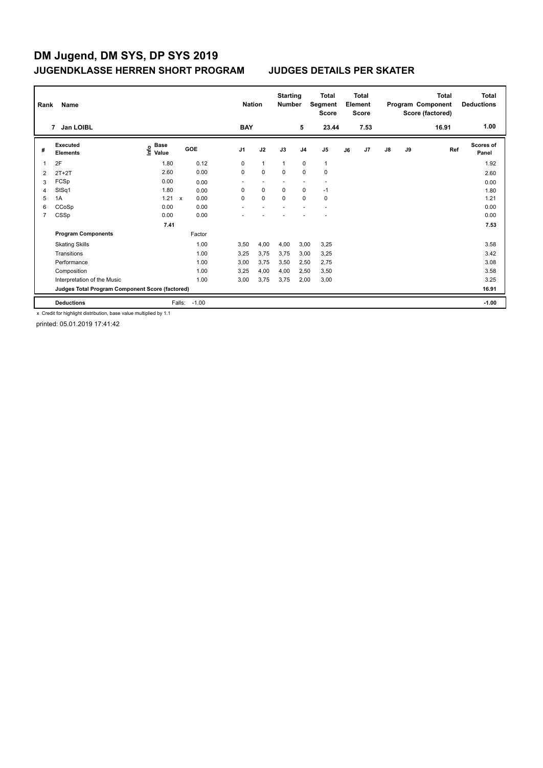# DM Jugend, DM SYS, DP SYS 2019

## JUGENDKLASSE HERREN SHORT PROGRAM    JUDGES DETAILS PER SKATER

| Rank | Name | Nation | Starting Number | Total Segment Score | Total Element Score | Total Program Component Score (factored) | Total Deductions |
|---|---|---|---|---|---|---|---|
| 7 | Jan LOIBL | BAY | 5 | 23.44 | 7.53 | 16.91 | 1.00 |

| # | Executed Elements | Info | Base Value | | GOE | J1 | J2 | J3 | J4 | J5 | J6 | J7 | J8 | J9 | Ref | Scores of Panel |
|---|---|---|---|---|---|---|---|---|---|---|---|---|---|---|---|---|
| 1 | 2F | | 1.80 | | 0.12 | 0 | 1 | 1 | 0 | 1 | | | | | | 1.92 |
| 2 | 2T+2T | | 2.60 | | 0.00 | 0 | 0 | 0 | 0 | 0 | | | | | | 2.60 |
| 3 | FCSp | | 0.00 | | 0.00 | - | - | - | - | - | | | | | | 0.00 |
| 4 | StSq1 | | 1.80 | | 0.00 | 0 | 0 | 0 | 0 | -1 | | | | | | 1.80 |
| 5 | 1A | | 1.21 | x | 0.00 | 0 | 0 | 0 | 0 | 0 | | | | | | 1.21 |
| 6 | CCoSp | | 0.00 | | 0.00 | - | - | - | - | - | | | | | | 0.00 |
| 7 | CSSp | | 0.00 | | 0.00 | - | - | - | - | - | | | | | | 0.00 |
| | | | 7.41 | | | | | | | | | | | | | 7.53 |
| | **Program Components** | | | | Factor | | | | | | | | | | | |
| | Skating Skills | | | | 1.00 | 3,50 | 4,00 | 4,00 | 3,00 | 3,25 | | | | | | 3.58 |
| | Transitions | | | | 1.00 | 3,25 | 3,75 | 3,75 | 3,00 | 3,25 | | | | | | 3.42 |
| | Performance | | | | 1.00 | 3,00 | 3,75 | 3,50 | 2,50 | 2,75 | | | | | | 3.08 |
| | Composition | | | | 1.00 | 3,25 | 4,00 | 4,00 | 2,50 | 3,50 | | | | | | 3.58 |
| | Interpretation of the Music | | | | 1.00 | 3,00 | 3,75 | 3,75 | 2,00 | 3,00 | | | | | | 3.25 |
| | **Judges Total Program Component Score (factored)** | | | | | | | | | | | | | | | 16.91 |
| | **Deductions** | | Falls: | | -1.00 | | | | | | | | | | | -1.00 |

x Credit for highlight distribution, base value multiplied by 1.1

printed: 05.01.2019 17:41:42